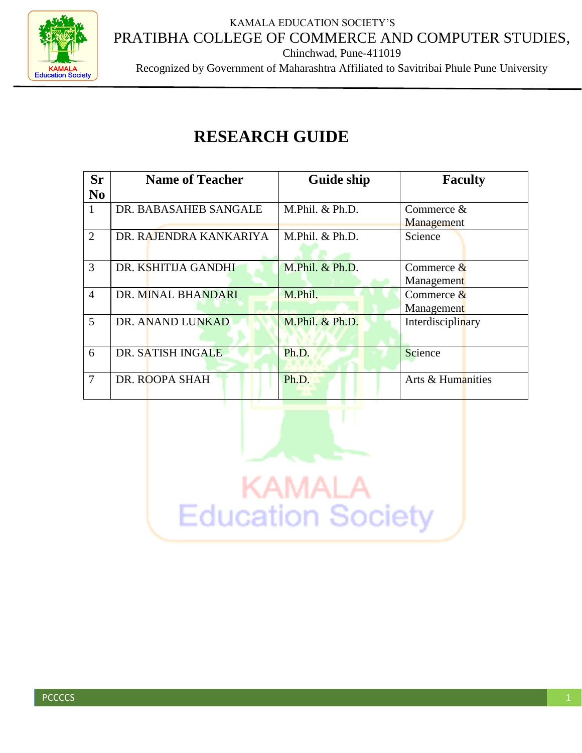KAMALA EDUCATION SOCIETY'S

PRATIBHA COLLEGE OF COMMERCE AND COMPUTER STUDIES,

Chinchwad, Pune-411019

Recognized by Government of Maharashtra Affiliated to Savitribai Phule Pune University

# RESEARCH GUIDE

| Sr No | Name of Teacher | Guide ship | Faculty |
|---|---|---|---|
| 1 | DR. BABASAHEB SANGALE | M.Phil. & Ph.D. | Commerce & Management |
| 2 | DR. RAJENDRA KANKARIYA | M.Phil. & Ph.D. | Science |
| 3 | DR. KSHITIJA GANDHI | M.Phil. & Ph.D. | Commerce & Management |
| 4 | DR. MINAL BHANDARI | M.Phil. | Commerce & Management |
| 5 | DR. ANAND LUNKAD | M.Phil. & Ph.D. | Interdisciplinary |
| 6 | DR. SATISH INGALE | Ph.D. | Science |
| 7 | DR. ROOPA SHAH | Ph.D. | Arts & Humanities |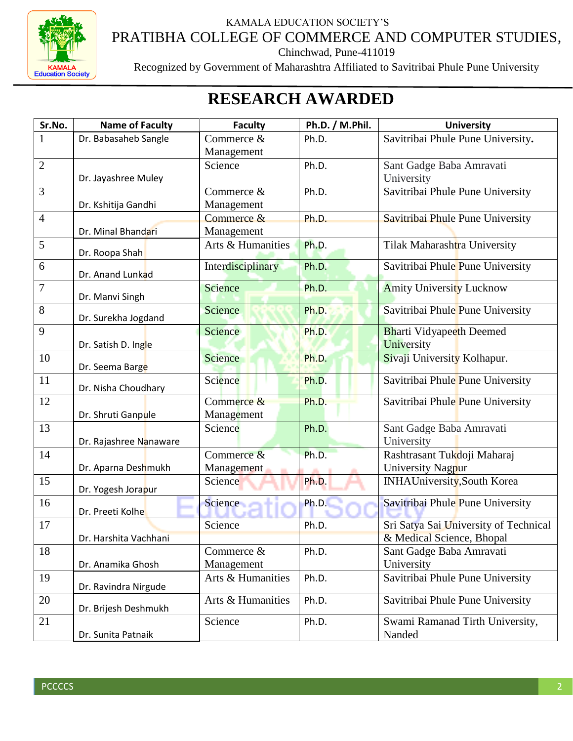KAMALA EDUCATION SOCIETY'S

PRATIBHA COLLEGE OF COMMERCE AND COMPUTER STUDIES,

Chinchwad, Pune-411019

Recognized by Government of Maharashtra Affiliated to Savitribai Phule Pune University

# RESEARCH AWARDED

| Sr.No. | Name of Faculty | Faculty | Ph.D. / M.Phil. | University |
|---|---|---|---|---|
| 1 | Dr. Babasaheb Sangle | Commerce & Management | Ph.D. | Savitribai Phule Pune University. |
| 2 | Dr. Jayashree Muley | Science | Ph.D. | Sant Gadge Baba Amravati University |
| 3 | Dr. Kshitija Gandhi | Commerce & Management | Ph.D. | Savitribai Phule Pune University |
| 4 | Dr. Minal Bhandari | Commerce & Management | Ph.D. | Savitribai Phule Pune University |
| 5 | Dr. Roopa Shah | Arts & Humanities | Ph.D. | Tilak Maharashtra University |
| 6 | Dr. Anand Lunkad | Interdisciplinary | Ph.D. | Savitribai Phule Pune University |
| 7 | Dr. Manvi Singh | Science | Ph.D. | Amity University Lucknow |
| 8 | Dr. Surekha Jogdand | Science | Ph.D. | Savitribai Phule Pune University |
| 9 | Dr. Satish D. Ingle | Science | Ph.D. | Bharti Vidyapeeth Deemed University |
| 10 | Dr. Seema Barge | Science | Ph.D. | Sivaji University Kolhapur. |
| 11 | Dr. Nisha Choudhary | Science | Ph.D. | Savitribai Phule Pune University |
| 12 | Dr. Shruti Ganpule | Commerce & Management | Ph.D. | Savitribai Phule Pune University |
| 13 | Dr. Rajashree Nanaware | Science | Ph.D. | Sant Gadge Baba Amravati University |
| 14 | Dr. Aparna Deshmukh | Commerce & Management | Ph.D. | Rashtrasant Tukdoji Maharaj University Nagpur |
| 15 | Dr. Yogesh Jorapur | Science | Ph.D. | INHAUniversity,South Korea |
| 16 | Dr. Preeti Kolhe | Science | Ph.D. | Savitribai Phule Pune University |
| 17 | Dr. Harshita Vachhani | Science | Ph.D. | Sri Satya Sai University of Technical & Medical Science, Bhopal |
| 18 | Dr. Anamika Ghosh | Commerce & Management | Ph.D. | Sant Gadge Baba Amravati University |
| 19 | Dr. Ravindra Nirgude | Arts & Humanities | Ph.D. | Savitribai Phule Pune University |
| 20 | Dr. Brijesh Deshmukh | Arts & Humanities | Ph.D. | Savitribai Phule Pune University |
| 21 | Dr. Sunita Patnaik | Science | Ph.D. | Swami Ramanad Tirth University, Nanded |